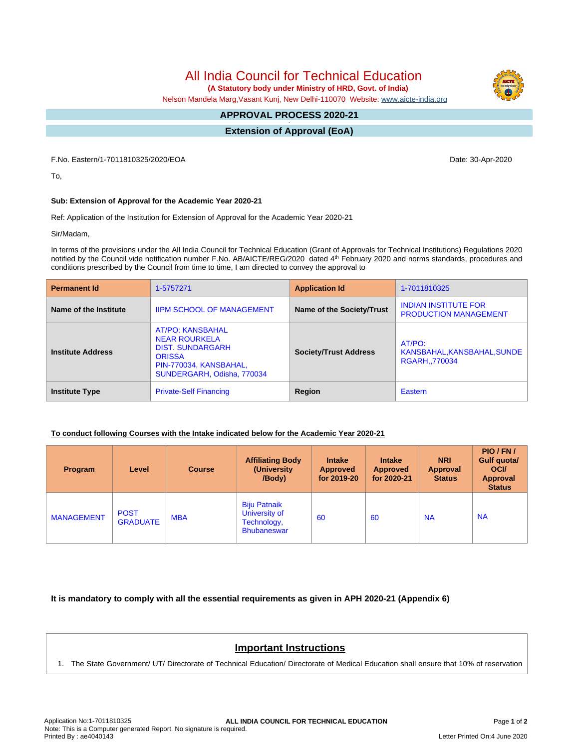# All India Council for Technical Education

**(A Statutory body under Ministry of HRD, Govt. of India)**

Nelson Mandela Marg,Vasant Kunj, New Delhi-110070 Website: www.aicte-india.org

## APPROVAL PROCESS 2020-21

## Extension of Approval (EoA)

F.No. Eastern/1-7011810325/2020/EOA

Date: 30-Apr-2020

To,

**Sub: Extension of Approval for the Academic Year 2020-21**

Ref: Application of the Institution for Extension of Approval for the Academic Year 2020-21

Sir/Madam,

In terms of the provisions under the All India Council for Technical Education (Grant of Approvals for Technical Institutions) Regulations 2020 notified by the Council vide notification number F.No. AB/AICTE/REG/2020 dated 4th February 2020 and norms standards, procedures and conditions prescribed by the Council from time to time, I am directed to convey the approval to

| **Permanent Id** | 1-5757271 | **Application Id** | 1-7011810325 |
|---|---|---|---|
| **Name of the Institute** | IIPM SCHOOL OF MANAGEMENT | **Name of the Society/Trust** | INDIAN INSTITUTE FOR PRODUCTION MANAGEMENT |
| **Institute Address** | AT/PO: KANSBAHAL NEAR ROURKELA DIST. SUNDARGARH ORISSA PIN-770034, KANSBAHAL, SUNDERGARH, Odisha, 770034 | **Society/Trust Address** | AT/PO: KANSBAHAL,KANSBAHAL,SUNDERGARH,,770034 |
| **Institute Type** | Private-Self Financing | **Region** | Eastern |

**To conduct following Courses with the Intake indicated below for the Academic Year 2020-21**

| Program | Level | Course | Affiliating Body (University /Body) | Intake Approved for 2019-20 | Intake Approved for 2020-21 | NRI Approval Status | PIO / FN / Gulf quota/ OCI/ Approval Status |
|---|---|---|---|---|---|---|---|
| MANAGEMENT | POST GRADUATE | MBA | Biju Patnaik University of Technology, Bhubaneswar | 60 | 60 | NA | NA |

**It is mandatory to comply with all the essential requirements as given in APH 2020-21 (Appendix 6)**

## Important Instructions

1. The State Government/ UT/ Directorate of Technical Education/ Directorate of Medical Education shall ensure that 10% of reservation

Application No:1-7011810325

Note: This is a Computer generated Report. No signature is required.

Printed By : ae4040143

Letter Printed On:4 June 2020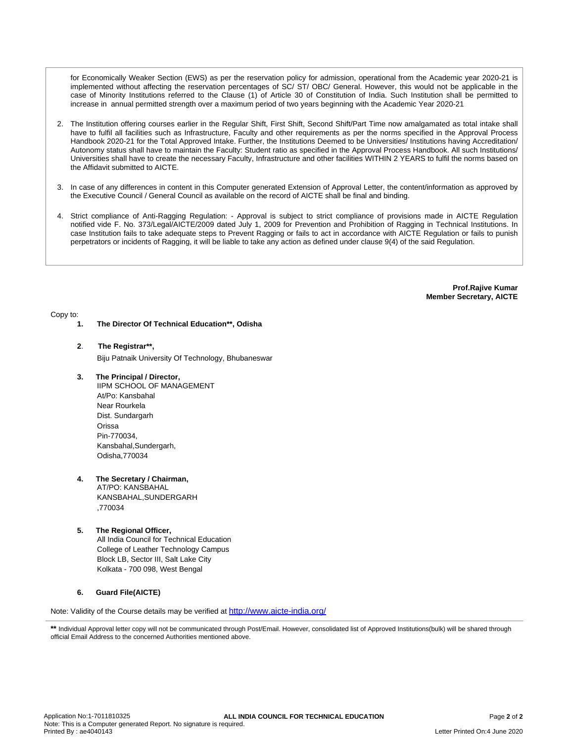for Economically Weaker Section (EWS) as per the reservation policy for admission, operational from the Academic year 2020-21 is implemented without affecting the reservation percentages of SC/ ST/ OBC/ General. However, this would not be applicable in the case of Minority Institutions referred to the Clause (1) of Article 30 of Constitution of India. Such Institution shall be permitted to increase in annual permitted strength over a maximum period of two years beginning with the Academic Year 2020-21

2. The Institution offering courses earlier in the Regular Shift, First Shift, Second Shift/Part Time now amalgamated as total intake shall have to fulfil all facilities such as Infrastructure, Faculty and other requirements as per the norms specified in the Approval Process Handbook 2020-21 for the Total Approved Intake. Further, the Institutions Deemed to be Universities/ Institutions having Accreditation/ Autonomy status shall have to maintain the Faculty: Student ratio as specified in the Approval Process Handbook. All such Institutions/ Universities shall have to create the necessary Faculty, Infrastructure and other facilities WITHIN 2 YEARS to fulfil the norms based on the Affidavit submitted to AICTE.

3. In case of any differences in content in this Computer generated Extension of Approval Letter, the content/information as approved by the Executive Council / General Council as available on the record of AICTE shall be final and binding.

4. Strict compliance of Anti-Ragging Regulation: - Approval is subject to strict compliance of provisions made in AICTE Regulation notified vide F. No. 373/Legal/AICTE/2009 dated July 1, 2009 for Prevention and Prohibition of Ragging in Technical Institutions. In case Institution fails to take adequate steps to Prevent Ragging or fails to act in accordance with AICTE Regulation or fails to punish perpetrators or incidents of Ragging, it will be liable to take any action as defined under clause 9(4) of the said Regulation.

**Prof.Rajive Kumar**
**Member Secretary, AICTE**

Copy to:

1. **The Director Of Technical Education\*\*, Odisha**

2. **The Registrar\*\*,**
   Biju Patnaik University Of Technology, Bhubaneswar

3. **The Principal / Director,**
   IIPM SCHOOL OF MANAGEMENT
   At/Po: Kansbahal
   Near Rourkela
   Dist. Sundargarh
   Orissa
   Pin-770034,
   Kansbahal,Sundergarh,
   Odisha,770034

4. **The Secretary / Chairman,**
   AT/PO: KANSBAHAL
   KANSBAHAL,SUNDERGARH
   ,770034

5. **The Regional Officer,**
   All India Council for Technical Education
   College of Leather Technology Campus
   Block LB, Sector III, Salt Lake City
   Kolkata - 700 098, West Bengal

6. **Guard File(AICTE)**

Note: Validity of the Course details may be verified at http://www.aicte-india.org/

**\*\*** Individual Approval letter copy will not be communicated through Post/Email. However, consolidated list of Approved Institutions(bulk) will be shared through official Email Address to the concerned Authorities mentioned above.

Application No:1-7011810325
**ALL INDIA COUNCIL FOR TECHNICAL EDUCATION**
Note: This is a Computer generated Report. No signature is required.
Printed By : ae4040143
Letter Printed On:4 June 2020